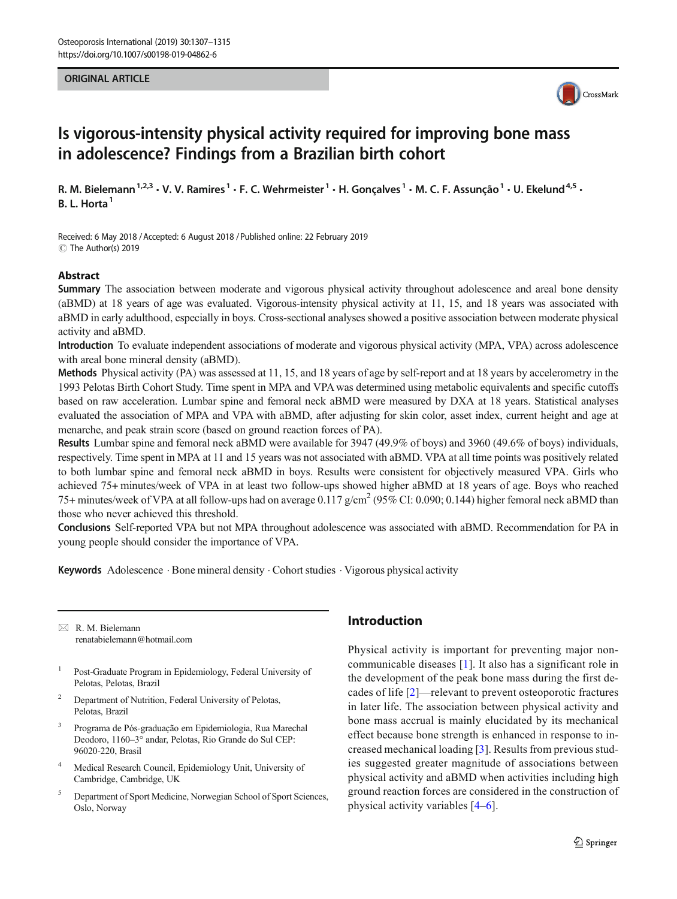ORIGINAL ARTICLE

# Is vigorous-intensity physical activity required for improving bone mass in adolescence? Findings from a Brazilian birth cohort

R. M. Bielemann[1,2,3] · V. V. Ramires[1] · F. C. Wehrmeister[1] · H. Gonçalves[1] · M. C. F. Assunção[1] · U. Ekelund[4,5] · B. L. Horta[1]

Received: 6 May 2018 / Accepted: 6 August 2018 / Published online: 22 February 2019
© The Author(s) 2019

## Abstract

**Summary** The association between moderate and vigorous physical activity throughout adolescence and areal bone density (aBMD) at 18 years of age was evaluated. Vigorous-intensity physical activity at 11, 15, and 18 years was associated with aBMD in early adulthood, especially in boys. Cross-sectional analyses showed a positive association between moderate physical activity and aBMD.

**Introduction** To evaluate independent associations of moderate and vigorous physical activity (MPA, VPA) across adolescence with areal bone mineral density (aBMD).

**Methods** Physical activity (PA) was assessed at 11, 15, and 18 years of age by self-report and at 18 years by accelerometry in the 1993 Pelotas Birth Cohort Study. Time spent in MPA and VPA was determined using metabolic equivalents and specific cutoffs based on raw acceleration. Lumbar spine and femoral neck aBMD were measured by DXA at 18 years. Statistical analyses evaluated the association of MPA and VPA with aBMD, after adjusting for skin color, asset index, current height and age at menarche, and peak strain score (based on ground reaction forces of PA).

**Results** Lumbar spine and femoral neck aBMD were available for 3947 (49.9% of boys) and 3960 (49.6% of boys) individuals, respectively. Time spent in MPA at 11 and 15 years was not associated with aBMD. VPA at all time points was positively related to both lumbar spine and femoral neck aBMD in boys. Results were consistent for objectively measured VPA. Girls who achieved 75+ minutes/week of VPA in at least two follow-ups showed higher aBMD at 18 years of age. Boys who reached 75+ minutes/week of VPA at all follow-ups had on average 0.117 g/cm$^2$ (95% CI: 0.090; 0.144) higher femoral neck aBMD than those who never achieved this threshold.

**Conclusions** Self-reported VPA but not MPA throughout adolescence was associated with aBMD. Recommendation for PA in young people should consider the importance of VPA.

**Keywords** Adolescence · Bone mineral density · Cohort studies · Vigorous physical activity

✉ R. M. Bielemann
renatabielemann@hotmail.com

1. Post-Graduate Program in Epidemiology, Federal University of Pelotas, Pelotas, Brazil
2. Department of Nutrition, Federal University of Pelotas, Pelotas, Brazil
3. Programa de Pós-graduação em Epidemiologia, Rua Marechal Deodoro, 1160–3° andar, Pelotas, Rio Grande do Sul CEP: 96020-220, Brasil
4. Medical Research Council, Epidemiology Unit, University of Cambridge, Cambridge, UK
5. Department of Sport Medicine, Norwegian School of Sport Sciences, Oslo, Norway

## Introduction

Physical activity is important for preventing major non-communicable diseases [1]. It also has a significant role in the development of the peak bone mass during the first decades of life [2]—relevant to prevent osteoporotic fractures in later life. The association between physical activity and bone mass accrual is mainly elucidated by its mechanical effect because bone strength is enhanced in response to increased mechanical loading [3]. Results from previous studies suggested greater magnitude of associations between physical activity and aBMD when activities including high ground reaction forces are considered in the construction of physical activity variables [4–6].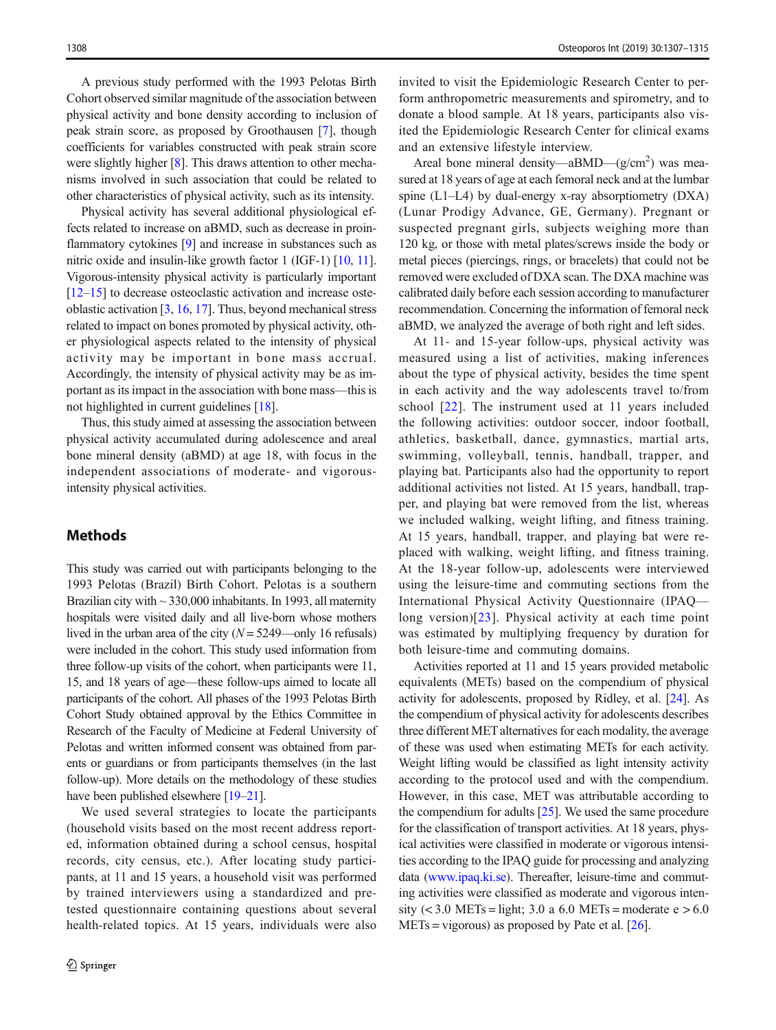A previous study performed with the 1993 Pelotas Birth Cohort observed similar magnitude of the association between physical activity and bone density according to inclusion of peak strain score, as proposed by Groothausen [7], though coefficients for variables constructed with peak strain score were slightly higher [8]. This draws attention to other mechanisms involved in such association that could be related to other characteristics of physical activity, such as its intensity.

Physical activity has several additional physiological effects related to increase on aBMD, such as decrease in proinflammatory cytokines [9] and increase in substances such as nitric oxide and insulin-like growth factor 1 (IGF-1) [10, 11]. Vigorous-intensity physical activity is particularly important [12–15] to decrease osteoclastic activation and increase osteoblastic activation [3, 16, 17]. Thus, beyond mechanical stress related to impact on bones promoted by physical activity, other physiological aspects related to the intensity of physical activity may be important in bone mass accrual. Accordingly, the intensity of physical activity may be as important as its impact in the association with bone mass—this is not highlighted in current guidelines [18].

Thus, this study aimed at assessing the association between physical activity accumulated during adolescence and areal bone mineral density (aBMD) at age 18, with focus in the independent associations of moderate- and vigorous-intensity physical activities.

## Methods

This study was carried out with participants belonging to the 1993 Pelotas (Brazil) Birth Cohort. Pelotas is a southern Brazilian city with ~ 330,000 inhabitants. In 1993, all maternity hospitals were visited daily and all live-born whose mothers lived in the urban area of the city ($N = 5249$—only 16 refusals) were included in the cohort. This study used information from three follow-up visits of the cohort, when participants were 11, 15, and 18 years of age—these follow-ups aimed to locate all participants of the cohort. All phases of the 1993 Pelotas Birth Cohort Study obtained approval by the Ethics Committee in Research of the Faculty of Medicine at Federal University of Pelotas and written informed consent was obtained from parents or guardians or from participants themselves (in the last follow-up). More details on the methodology of these studies have been published elsewhere [19–21].

We used several strategies to locate the participants (household visits based on the most recent address reported, information obtained during a school census, hospital records, city census, etc.). After locating study participants, at 11 and 15 years, a household visit was performed by trained interviewers using a standardized and pretested questionnaire containing questions about several health-related topics. At 15 years, individuals were also invited to visit the Epidemiologic Research Center to perform anthropometric measurements and spirometry, and to donate a blood sample. At 18 years, participants also visited the Epidemiologic Research Center for clinical exams and an extensive lifestyle interview.

Areal bone mineral density—aBMD—(g/cm$^2$) was measured at 18 years of age at each femoral neck and at the lumbar spine (L1–L4) by dual-energy x-ray absorptiometry (DXA) (Lunar Prodigy Advance, GE, Germany). Pregnant or suspected pregnant girls, subjects weighing more than 120 kg, or those with metal plates/screws inside the body or metal pieces (piercings, rings, or bracelets) that could not be removed were excluded of DXA scan. The DXA machine was calibrated daily before each session according to manufacturer recommendation. Concerning the information of femoral neck aBMD, we analyzed the average of both right and left sides.

At 11- and 15-year follow-ups, physical activity was measured using a list of activities, making inferences about the type of physical activity, besides the time spent in each activity and the way adolescents travel to/from school [22]. The instrument used at 11 years included the following activities: outdoor soccer, indoor football, athletics, basketball, dance, gymnastics, martial arts, swimming, volleyball, tennis, handball, trapper, and playing bat. Participants also had the opportunity to report additional activities not listed. At 15 years, handball, trapper, and playing bat were removed from the list, whereas we included walking, weight lifting, and fitness training. At 15 years, handball, trapper, and playing bat were replaced with walking, weight lifting, and fitness training. At the 18-year follow-up, adolescents were interviewed using the leisure-time and commuting sections from the International Physical Activity Questionnaire (IPAQ—long version)[23]. Physical activity at each time point was estimated by multiplying frequency by duration for both leisure-time and commuting domains.

Activities reported at 11 and 15 years provided metabolic equivalents (METs) based on the compendium of physical activity for adolescents, proposed by Ridley, et al. [24]. As the compendium of physical activity for adolescents describes three different MET alternatives for each modality, the average of these was used when estimating METs for each activity. Weight lifting would be classified as light intensity activity according to the protocol used and with the compendium. However, in this case, MET was attributable according to the compendium for adults [25]. We used the same procedure for the classification of transport activities. At 18 years, physical activities were classified in moderate or vigorous intensities according to the IPAQ guide for processing and analyzing data (www.ipaq.ki.se). Thereafter, leisure-time and commuting activities were classified as moderate and vigorous intensity (< 3.0 METs = light; 3.0 a 6.0 METs = moderate e > 6.0 METs = vigorous) as proposed by Pate et al. [26].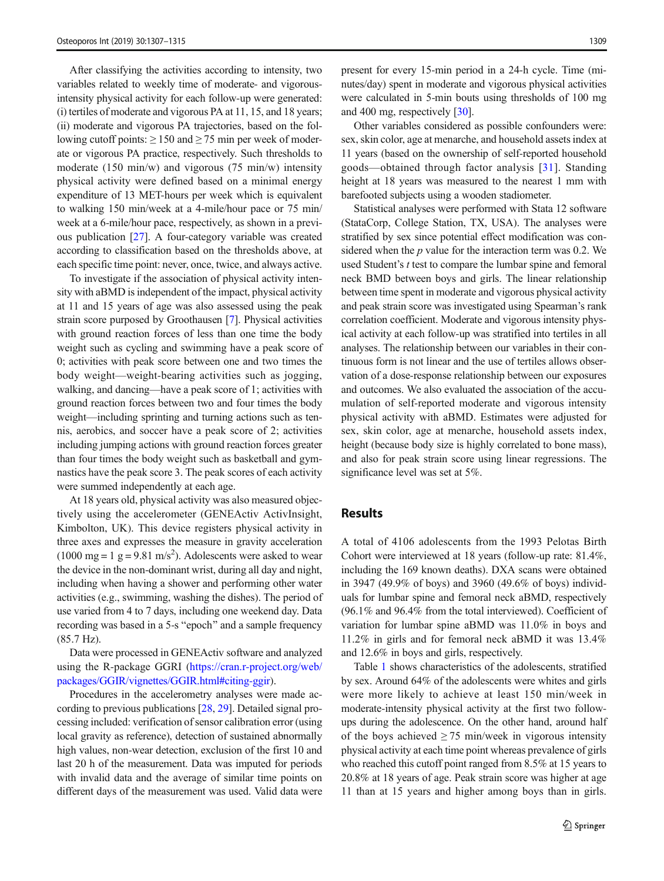After classifying the activities according to intensity, two variables related to weekly time of moderate- and vigorous-intensity physical activity for each follow-up were generated: (i) tertiles of moderate and vigorous PA at 11, 15, and 18 years; (ii) moderate and vigorous PA trajectories, based on the following cutoff points: ≥ 150 and ≥ 75 min per week of moderate or vigorous PA practice, respectively. Such thresholds to moderate (150 min/w) and vigorous (75 min/w) intensity physical activity were defined based on a minimal energy expenditure of 13 MET-hours per week which is equivalent to walking 150 min/week at a 4-mile/hour pace or 75 min/week at a 6-mile/hour pace, respectively, as shown in a previous publication [27]. A four-category variable was created according to classification based on the thresholds above, at each specific time point: never, once, twice, and always active.

To investigate if the association of physical activity intensity with aBMD is independent of the impact, physical activity at 11 and 15 years of age was also assessed using the peak strain score purposed by Groothausen [7]. Physical activities with ground reaction forces of less than one time the body weight such as cycling and swimming have a peak score of 0; activities with peak score between one and two times the body weight—weight-bearing activities such as jogging, walking, and dancing—have a peak score of 1; activities with ground reaction forces between two and four times the body weight—including sprinting and turning actions such as tennis, aerobics, and soccer have a peak score of 2; activities including jumping actions with ground reaction forces greater than four times the body weight such as basketball and gymnastics have the peak score 3. The peak scores of each activity were summed independently at each age.

At 18 years old, physical activity was also measured objectively using the accelerometer (GENEActiv ActivInsight, Kimbolton, UK). This device registers physical activity in three axes and expresses the measure in gravity acceleration (1000 mg = 1 g = 9.81 m/s$^2$). Adolescents were asked to wear the device in the non-dominant wrist, during all day and night, including when having a shower and performing other water activities (e.g., swimming, washing the dishes). The period of use varied from 4 to 7 days, including one weekend day. Data recording was based in a 5-s "epoch" and a sample frequency (85.7 Hz).

Data were processed in GENEActiv software and analyzed using the R-package GGRI (https://cran.r-project.org/web/packages/GGIR/vignettes/GGIR.html#citing-ggir).

Procedures in the accelerometry analyses were made according to previous publications [28, 29]. Detailed signal processing included: verification of sensor calibration error (using local gravity as reference), detection of sustained abnormally high values, non-wear detection, exclusion of the first 10 and last 20 h of the measurement. Data was imputed for periods with invalid data and the average of similar time points on different days of the measurement was used. Valid data were present for every 15-min period in a 24-h cycle. Time (minutes/day) spent in moderate and vigorous physical activities were calculated in 5-min bouts using thresholds of 100 mg and 400 mg, respectively [30].

Other variables considered as possible confounders were: sex, skin color, age at menarche, and household assets index at 11 years (based on the ownership of self-reported household goods—obtained through factor analysis [31]. Standing height at 18 years was measured to the nearest 1 mm with barefooted subjects using a wooden stadiometer.

Statistical analyses were performed with Stata 12 software (StataCorp, College Station, TX, USA). The analyses were stratified by sex since potential effect modification was considered when the $p$ value for the interaction term was 0.2. We used Student's $t$ test to compare the lumbar spine and femoral neck BMD between boys and girls. The linear relationship between time spent in moderate and vigorous physical activity and peak strain score was investigated using Spearman's rank correlation coefficient. Moderate and vigorous intensity physical activity at each follow-up was stratified into tertiles in all analyses. The relationship between our variables in their continuous form is not linear and the use of tertiles allows observation of a dose-response relationship between our exposures and outcomes. We also evaluated the association of the accumulation of self-reported moderate and vigorous intensity physical activity with aBMD. Estimates were adjusted for sex, skin color, age at menarche, household assets index, height (because body size is highly correlated to bone mass), and also for peak strain score using linear regressions. The significance level was set at 5%.

## Results

A total of 4106 adolescents from the 1993 Pelotas Birth Cohort were interviewed at 18 years (follow-up rate: 81.4%, including the 169 known deaths). DXA scans were obtained in 3947 (49.9% of boys) and 3960 (49.6% of boys) individuals for lumbar spine and femoral neck aBMD, respectively (96.1% and 96.4% from the total interviewed). Coefficient of variation for lumbar spine aBMD was 11.0% in boys and 11.2% in girls and for femoral neck aBMD it was 13.4% and 12.6% in boys and girls, respectively.

Table 1 shows characteristics of the adolescents, stratified by sex. Around 64% of the adolescents were whites and girls were more likely to achieve at least 150 min/week in moderate-intensity physical activity at the first two follow-ups during the adolescence. On the other hand, around half of the boys achieved ≥ 75 min/week in vigorous intensity physical activity at each time point whereas prevalence of girls who reached this cutoff point ranged from 8.5% at 15 years to 20.8% at 18 years of age. Peak strain score was higher at age 11 than at 15 years and higher among boys than in girls.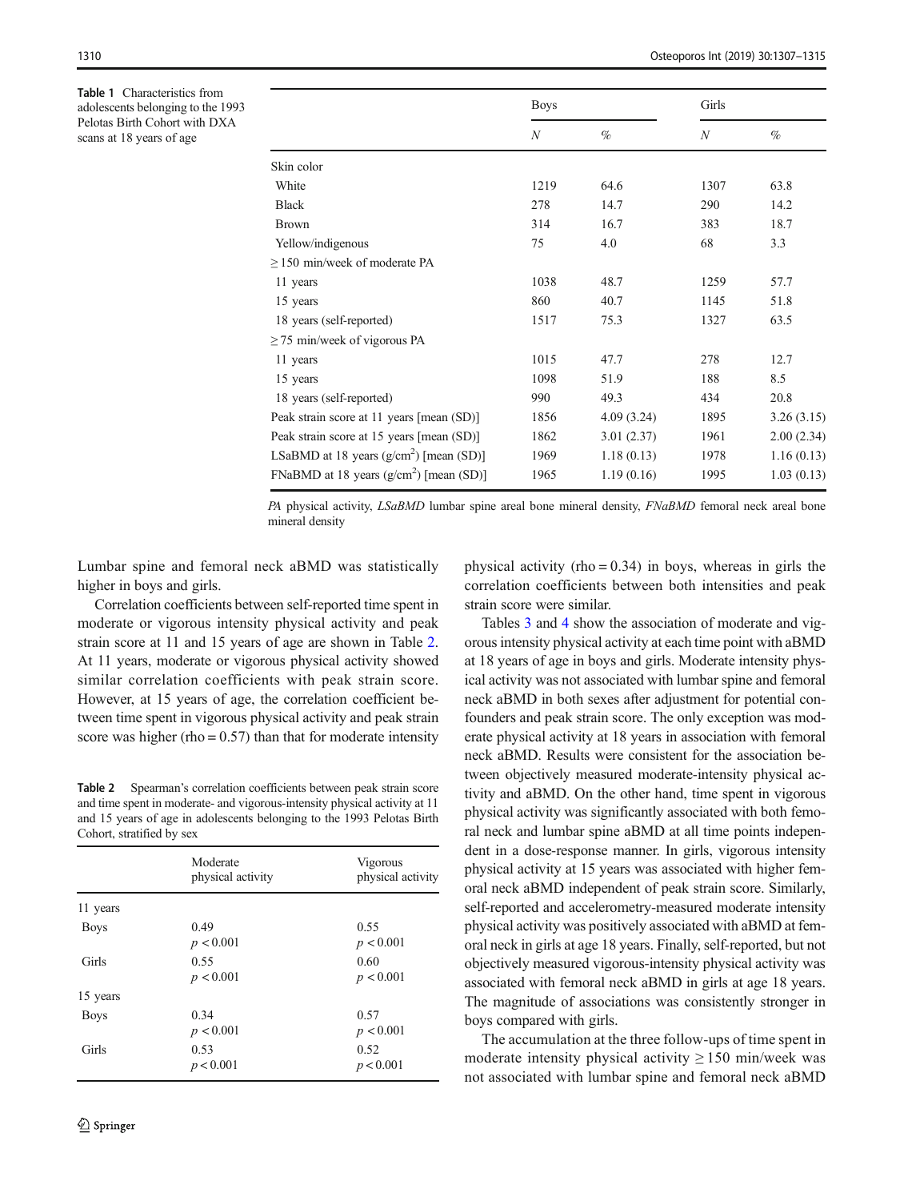**Table 1** Characteristics from adolescents belonging to the 1993 Pelotas Birth Cohort with DXA scans at 18 years of age

| | Boys | | Girls | |
|---|---|---|---|---|
| | *N* | % | *N* | % |
| Skin color | | | | |
| White | 1219 | 64.6 | 1307 | 63.8 |
| Black | 278 | 14.7 | 290 | 14.2 |
| Brown | 314 | 16.7 | 383 | 18.7 |
| Yellow/indigenous | 75 | 4.0 | 68 | 3.3 |
| ≥ 150 min/week of moderate PA | | | | |
| 11 years | 1038 | 48.7 | 1259 | 57.7 |
| 15 years | 860 | 40.7 | 1145 | 51.8 |
| 18 years (self-reported) | 1517 | 75.3 | 1327 | 63.5 |
| ≥ 75 min/week of vigorous PA | | | | |
| 11 years | 1015 | 47.7 | 278 | 12.7 |
| 15 years | 1098 | 51.9 | 188 | 8.5 |
| 18 years (self-reported) | 990 | 49.3 | 434 | 20.8 |
| Peak strain score at 11 years [mean (SD)] | 1856 | 4.09 (3.24) | 1895 | 3.26 (3.15) |
| Peak strain score at 15 years [mean (SD)] | 1862 | 3.01 (2.37) | 1961 | 2.00 (2.34) |
| LSaBMD at 18 years (g/cm$^2$) [mean (SD)] | 1969 | 1.18 (0.13) | 1978 | 1.16 (0.13) |
| FNaBMD at 18 years (g/cm$^2$) [mean (SD)] | 1965 | 1.19 (0.16) | 1995 | 1.03 (0.13) |

*PA* physical activity, *LSaBMD* lumbar spine areal bone mineral density, *FNaBMD* femoral neck areal bone mineral density

Lumbar spine and femoral neck aBMD was statistically higher in boys and girls.

Correlation coefficients between self-reported time spent in moderate or vigorous intensity physical activity and peak strain score at 11 and 15 years of age are shown in Table 2. At 11 years, moderate or vigorous physical activity showed similar correlation coefficients with peak strain score. However, at 15 years of age, the correlation coefficient between time spent in vigorous physical activity and peak strain score was higher (rho = 0.57) than that for moderate intensity physical activity (rho = 0.34) in boys, whereas in girls the correlation coefficients between both intensities and peak strain score were similar.

**Table 2** Spearman's correlation coefficients between peak strain score and time spent in moderate- and vigorous-intensity physical activity at 11 and 15 years of age in adolescents belonging to the 1993 Pelotas Birth Cohort, stratified by sex

| | Moderate physical activity | Vigorous physical activity |
|---|---|---|
| 11 years | | |
| Boys | 0.49<br>$p < 0.001$ | 0.55<br>$p < 0.001$ |
| Girls | 0.55<br>$p < 0.001$ | 0.60<br>$p < 0.001$ |
| 15 years | | |
| Boys | 0.34<br>$p < 0.001$ | 0.57<br>$p < 0.001$ |
| Girls | 0.53<br>$p < 0.001$ | 0.52<br>$p < 0.001$ |

Tables 3 and 4 show the association of moderate and vigorous intensity physical activity at each time point with aBMD at 18 years of age in boys and girls. Moderate intensity physical activity was not associated with lumbar spine and femoral neck aBMD in both sexes after adjustment for potential confounders and peak strain score. The only exception was moderate physical activity at 18 years in association with femoral neck aBMD. Results were consistent for the association between objectively measured moderate-intensity physical activity and aBMD. On the other hand, time spent in vigorous physical activity was significantly associated with both femoral neck and lumbar spine aBMD at all time points independent in a dose-response manner. In girls, vigorous intensity physical activity at 15 years was associated with higher femoral neck aBMD independent of peak strain score. Similarly, self-reported and accelerometry-measured moderate intensity physical activity was positively associated with aBMD at femoral neck in girls at age 18 years. Finally, self-reported, but not objectively measured vigorous-intensity physical activity was associated with femoral neck aBMD in girls at age 18 years. The magnitude of associations was consistently stronger in boys compared with girls.

The accumulation at the three follow-ups of time spent in moderate intensity physical activity ≥ 150 min/week was not associated with lumbar spine and femoral neck aBMD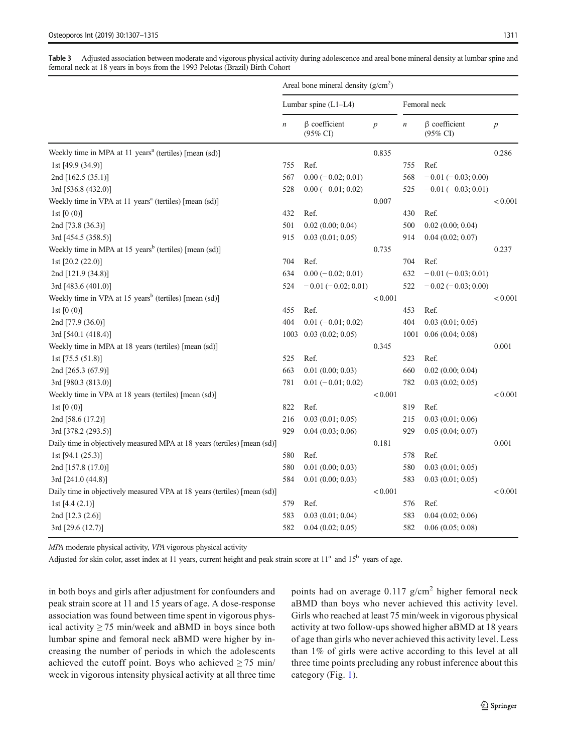**Table 3** Adjusted association between moderate and vigorous physical activity during adolescence and areal bone mineral density at lumbar spine and femoral neck at 18 years in boys from the 1993 Pelotas (Brazil) Birth Cohort

| | Areal bone mineral density (g/cm$^2$) | | | | | |
|---|---|---|---|---|---|---|
| | Lumbar spine (L1–L4) | | | Femoral neck | | |
| | $n$ | β coefficient (95% CI) | $p$ | $n$ | β coefficient (95% CI) | $p$ |
| Weekly time in MPA at 11 years[a] (tertiles) [mean (sd)] | | | 0.835 | | | 0.286 |
| 1st [49.9 (34.9)] | 755 | Ref. | | 755 | Ref. | |
| 2nd [162.5 (35.1)] | 567 | 0.00 (− 0.02; 0.01) | | 568 | − 0.01 (− 0.03; 0.00) | |
| 3rd [536.8 (432.0)] | 528 | 0.00 (− 0.01; 0.02) | | 525 | − 0.01 (− 0.03; 0.01) | |
| Weekly time in VPA at 11 years[a] (tertiles) [mean (sd)] | | | 0.007 | | | < 0.001 |
| 1st [0 (0)] | 432 | Ref. | | 430 | Ref. | |
| 2nd [73.8 (36.3)] | 501 | 0.02 (0.00; 0.04) | | 500 | 0.02 (0.00; 0.04) | |
| 3rd [454.5 (358.5)] | 915 | 0.03 (0.01; 0.05) | | 914 | 0.04 (0.02; 0.07) | |
| Weekly time in MPA at 15 years[b] (tertiles) [mean (sd)] | | | 0.735 | | | 0.237 |
| 1st [20.2 (22.0)] | 704 | Ref. | | 704 | Ref. | |
| 2nd [121.9 (34.8)] | 634 | 0.00 (− 0.02; 0.01) | | 632 | − 0.01 (− 0.03; 0.01) | |
| 3rd [483.6 (401.0)] | 524 | − 0.01 (− 0.02; 0.01) | | 522 | − 0.02 (− 0.03; 0.00) | |
| Weekly time in VPA at 15 years[b] (tertiles) [mean (sd)] | | | < 0.001 | | | < 0.001 |
| 1st [0 (0)] | 455 | Ref. | | 453 | Ref. | |
| 2nd [77.9 (36.0)] | 404 | 0.01 (− 0.01; 0.02) | | 404 | 0.03 (0.01; 0.05) | |
| 3rd [540.1 (418.4)] | 1003 | 0.03 (0.02; 0.05) | | 1001 | 0.06 (0.04; 0.08) | |
| Weekly time in MPA at 18 years (tertiles) [mean (sd)] | | | 0.345 | | | 0.001 |
| 1st [75.5 (51.8)] | 525 | Ref. | | 523 | Ref. | |
| 2nd [265.3 (67.9)] | 663 | 0.01 (0.00; 0.03) | | 660 | 0.02 (0.00; 0.04) | |
| 3rd [980.3 (813.0)] | 781 | 0.01 (− 0.01; 0.02) | | 782 | 0.03 (0.02; 0.05) | |
| Weekly time in VPA at 18 years (tertiles) [mean (sd)] | | | < 0.001 | | | < 0.001 |
| 1st [0 (0)] | 822 | Ref. | | 819 | Ref. | |
| 2nd [58.6 (17.2)] | 216 | 0.03 (0.01; 0.05) | | 215 | 0.03 (0.01; 0.06) | |
| 3rd [378.2 (293.5)] | 929 | 0.04 (0.03; 0.06) | | 929 | 0.05 (0.04; 0.07) | |
| Daily time in objectively measured MPA at 18 years (tertiles) [mean (sd)] | | | 0.181 | | | 0.001 |
| 1st [94.1 (25.3)] | 580 | Ref. | | 578 | Ref. | |
| 2nd [157.8 (17.0)] | 580 | 0.01 (0.00; 0.03) | | 580 | 0.03 (0.01; 0.05) | |
| 3rd [241.0 (44.8)] | 584 | 0.01 (0.00; 0.03) | | 583 | 0.03 (0.01; 0.05) | |
| Daily time in objectively measured VPA at 18 years (tertiles) [mean (sd)] | | | < 0.001 | | | < 0.001 |
| 1st [4.4 (2.1)] | 579 | Ref. | | 576 | Ref. | |
| 2nd [12.3 (2.6)] | 583 | 0.03 (0.01; 0.04) | | 583 | 0.04 (0.02; 0.06) | |
| 3rd [29.6 (12.7)] | 582 | 0.04 (0.02; 0.05) | | 582 | 0.06 (0.05; 0.08) | |

*MPA* moderate physical activity, *VPA* vigorous physical activity

Adjusted for skin color, asset index at 11 years, current height and peak strain score at 11[a] and 15[b] years of age.

in both boys and girls after adjustment for confounders and peak strain score at 11 and 15 years of age. A dose-response association was found between time spent in vigorous physical activity ≥ 75 min/week and aBMD in boys since both lumbar spine and femoral neck aBMD were higher by increasing the number of periods in which the adolescents achieved the cutoff point. Boys who achieved ≥ 75 min/week in vigorous intensity physical activity at all three time points had on average 0.117 g/cm$^2$ higher femoral neck aBMD than boys who never achieved this activity level. Girls who reached at least 75 min/week in vigorous physical activity at two follow-ups showed higher aBMD at 18 years of age than girls who never achieved this activity level. Less than 1% of girls were active according to this level at all three time points precluding any robust inference about this category (Fig. 1).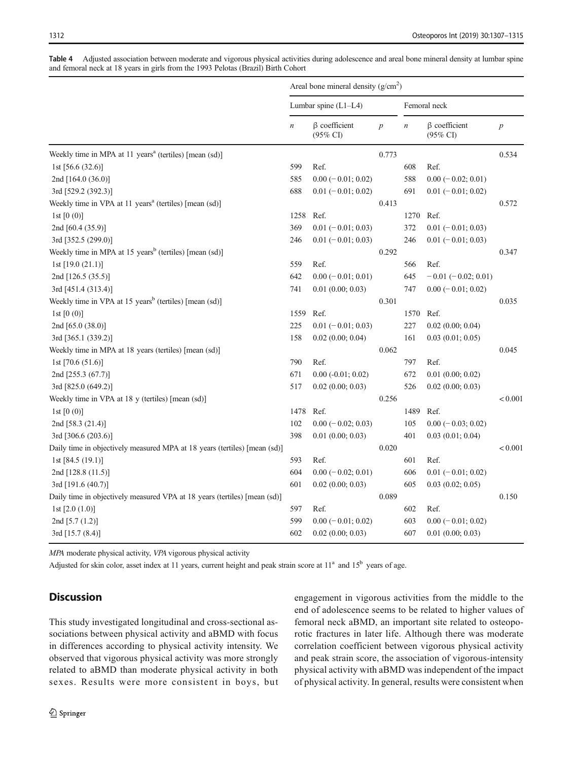**Table 4** Adjusted association between moderate and vigorous physical activities during adolescence and areal bone mineral density at lumbar spine and femoral neck at 18 years in girls from the 1993 Pelotas (Brazil) Birth Cohort

| | Areal bone mineral density (g/cm²) | | | | | |
|---|---|---|---|---|---|---|
| | Lumbar spine (L1–L4) | | | Femoral neck | | |
| | *n* | β coefficient (95% CI) | *p* | *n* | β coefficient (95% CI) | *p* |
| Weekly time in MPA at 11 years[a] (tertiles) [mean (sd)] | | | 0.773 | | | 0.534 |
| 1st [56.6 (32.6)] | 599 | Ref. | | 608 | Ref. | |
| 2nd [164.0 (36.0)] | 585 | 0.00 (− 0.01; 0.02) | | 588 | 0.00 (− 0.02; 0.01) | |
| 3rd [529.2 (392.3)] | 688 | 0.01 (− 0.01; 0.02) | | 691 | 0.01 (− 0.01; 0.02) | |
| Weekly time in VPA at 11 years[a] (tertiles) [mean (sd)] | | | 0.413 | | | 0.572 |
| 1st [0 (0)] | 1258 | Ref. | | 1270 | Ref. | |
| 2nd [60.4 (35.9)] | 369 | 0.01 (− 0.01; 0.03) | | 372 | 0.01 (− 0.01; 0.03) | |
| 3rd [352.5 (299.0)] | 246 | 0.01 (− 0.01; 0.03) | | 246 | 0.01 (− 0.01; 0.03) | |
| Weekly time in MPA at 15 years[b] (tertiles) [mean (sd)] | | | 0.292 | | | 0.347 |
| 1st [19.0 (21.1)] | 559 | Ref. | | 566 | Ref. | |
| 2nd [126.5 (35.5)] | 642 | 0.00 (− 0.01; 0.01) | | 645 | − 0.01 (− 0.02; 0.01) | |
| 3rd [451.4 (313.4)] | 741 | 0.01 (0.00; 0.03) | | 747 | 0.00 (− 0.01; 0.02) | |
| Weekly time in VPA at 15 years[b] (tertiles) [mean (sd)] | | | 0.301 | | | 0.035 |
| 1st [0 (0)] | 1559 | Ref. | | 1570 | Ref. | |
| 2nd [65.0 (38.0)] | 225 | 0.01 (− 0.01; 0.03) | | 227 | 0.02 (0.00; 0.04) | |
| 3rd [365.1 (339.2)] | 158 | 0.02 (0.00; 0.04) | | 161 | 0.03 (0.01; 0.05) | |
| Weekly time in MPA at 18 years (tertiles) [mean (sd)] | | | 0.062 | | | 0.045 |
| 1st [70.6 (51.6)] | 790 | Ref. | | 797 | Ref. | |
| 2nd [255.3 (67.7)] | 671 | 0.00 (-0.01; 0.02) | | 672 | 0.01 (0.00; 0.02) | |
| 3rd [825.0 (649.2)] | 517 | 0.02 (0.00; 0.03) | | 526 | 0.02 (0.00; 0.03) | |
| Weekly time in VPA at 18 y (tertiles) [mean (sd)] | | | 0.256 | | | < 0.001 |
| 1st [0 (0)] | 1478 | Ref. | | 1489 | Ref. | |
| 2nd [58.3 (21.4)] | 102 | 0.00 (− 0.02; 0.03) | | 105 | 0.00 (− 0.03; 0.02) | |
| 3rd [306.6 (203.6)] | 398 | 0.01 (0.00; 0.03) | | 401 | 0.03 (0.01; 0.04) | |
| Daily time in objectively measured MPA at 18 years (tertiles) [mean (sd)] | | | 0.020 | | | < 0.001 |
| 1st [84.5 (19.1)] | 593 | Ref. | | 601 | Ref. | |
| 2nd [128.8 (11.5)] | 604 | 0.00 (− 0.02; 0.01) | | 606 | 0.01 (− 0.01; 0.02) | |
| 3rd [191.6 (40.7)] | 601 | 0.02 (0.00; 0.03) | | 605 | 0.03 (0.02; 0.05) | |
| Daily time in objectively measured VPA at 18 years (tertiles) [mean (sd)] | | | 0.089 | | | 0.150 |
| 1st [2.0 (1.0)] | 597 | Ref. | | 602 | Ref. | |
| 2nd [5.7 (1.2)] | 599 | 0.00 (− 0.01; 0.02) | | 603 | 0.00 (− 0.01; 0.02) | |
| 3rd [15.7 (8.4)] | 602 | 0.02 (0.00; 0.03) | | 607 | 0.01 (0.00; 0.03) | |

*MPA* moderate physical activity, *VPA* vigorous physical activity

Adjusted for skin color, asset index at 11 years, current height and peak strain score at 11[a] and 15[b] years of age.

## Discussion

This study investigated longitudinal and cross-sectional associations between physical activity and aBMD with focus in differences according to physical activity intensity. We observed that vigorous physical activity was more strongly related to aBMD than moderate physical activity in both sexes. Results were more consistent in boys, but engagement in vigorous activities from the middle to the end of adolescence seems to be related to higher values of femoral neck aBMD, an important site related to osteoporotic fractures in later life. Although there was moderate correlation coefficient between vigorous physical activity and peak strain score, the association of vigorous-intensity physical activity with aBMD was independent of the impact of physical activity. In general, results were consistent when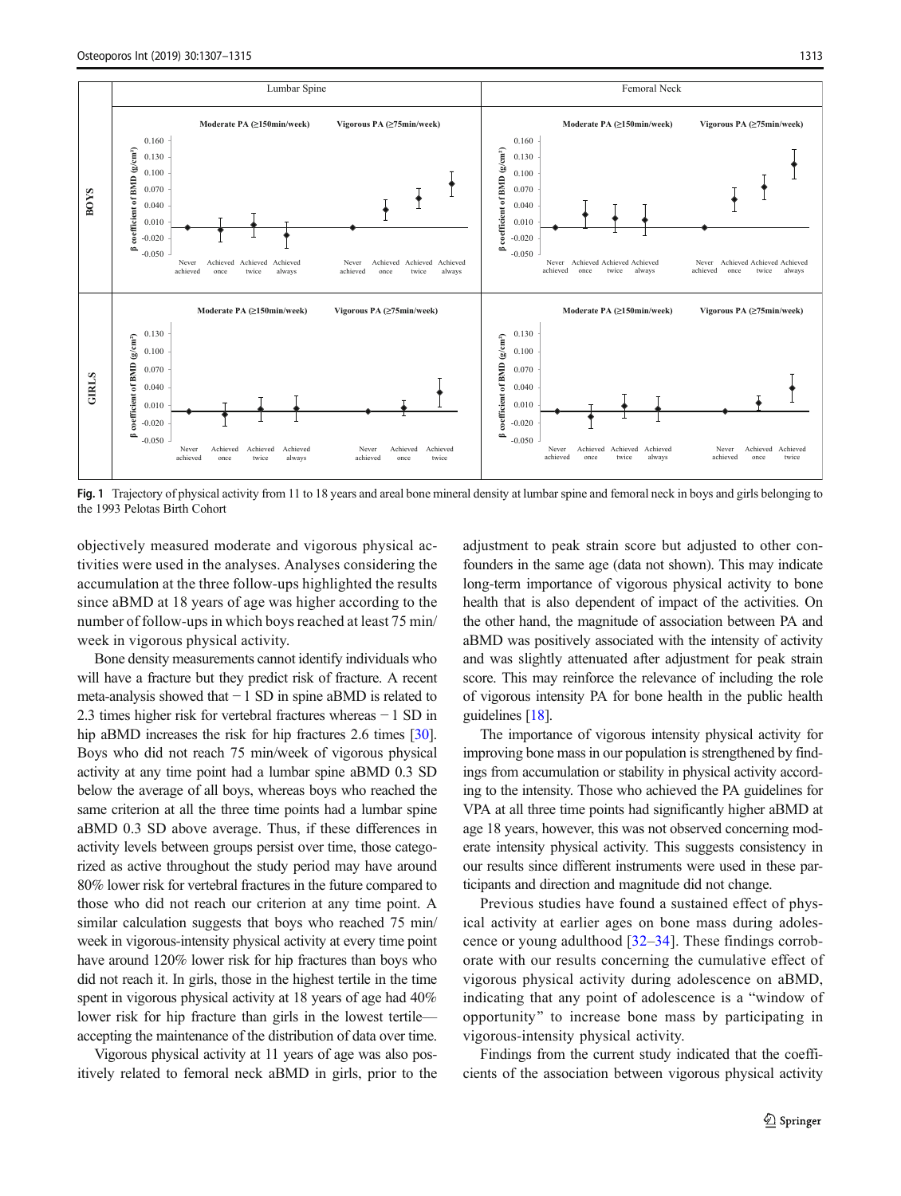Fig. 1 Trajectory of physical activity from 11 to 18 years and areal bone mineral density at lumbar spine and femoral neck in boys and girls belonging to the 1993 Pelotas Birth Cohort

objectively measured moderate and vigorous physical activities were used in the analyses. Analyses considering the accumulation at the three follow-ups highlighted the results since aBMD at 18 years of age was higher according to the number of follow-ups in which boys reached at least 75 min/week in vigorous physical activity.

Bone density measurements cannot identify individuals who will have a fracture but they predict risk of fracture. A recent meta-analysis showed that − 1 SD in spine aBMD is related to 2.3 times higher risk for vertebral fractures whereas − 1 SD in hip aBMD increases the risk for hip fractures 2.6 times [30]. Boys who did not reach 75 min/week of vigorous physical activity at any time point had a lumbar spine aBMD 0.3 SD below the average of all boys, whereas boys who reached the same criterion at all the three time points had a lumbar spine aBMD 0.3 SD above average. Thus, if these differences in activity levels between groups persist over time, those categorized as active throughout the study period may have around 80% lower risk for vertebral fractures in the future compared to those who did not reach our criterion at any time point. A similar calculation suggests that boys who reached 75 min/week in vigorous-intensity physical activity at every time point have around 120% lower risk for hip fractures than boys who did not reach it. In girls, those in the highest tertile in the time spent in vigorous physical activity at 18 years of age had 40% lower risk for hip fracture than girls in the lowest tertile—accepting the maintenance of the distribution of data over time.

Vigorous physical activity at 11 years of age was also positively related to femoral neck aBMD in girls, prior to the adjustment to peak strain score but adjusted to other confounders in the same age (data not shown). This may indicate long-term importance of vigorous physical activity to bone health that is also dependent of impact of the activities. On the other hand, the magnitude of association between PA and aBMD was positively associated with the intensity of activity and was slightly attenuated after adjustment for peak strain score. This may reinforce the relevance of including the role of vigorous intensity PA for bone health in the public health guidelines [18].

The importance of vigorous intensity physical activity for improving bone mass in our population is strengthened by findings from accumulation or stability in physical activity according to the intensity. Those who achieved the PA guidelines for VPA at all three time points had significantly higher aBMD at age 18 years, however, this was not observed concerning moderate intensity physical activity. This suggests consistency in our results since different instruments were used in these participants and direction and magnitude did not change.

Previous studies have found a sustained effect of physical activity at earlier ages on bone mass during adolescence or young adulthood [32–34]. These findings corroborate with our results concerning the cumulative effect of vigorous physical activity during adolescence on aBMD, indicating that any point of adolescence is a "window of opportunity" to increase bone mass by participating in vigorous-intensity physical activity.

Findings from the current study indicated that the coefficients of the association between vigorous physical activity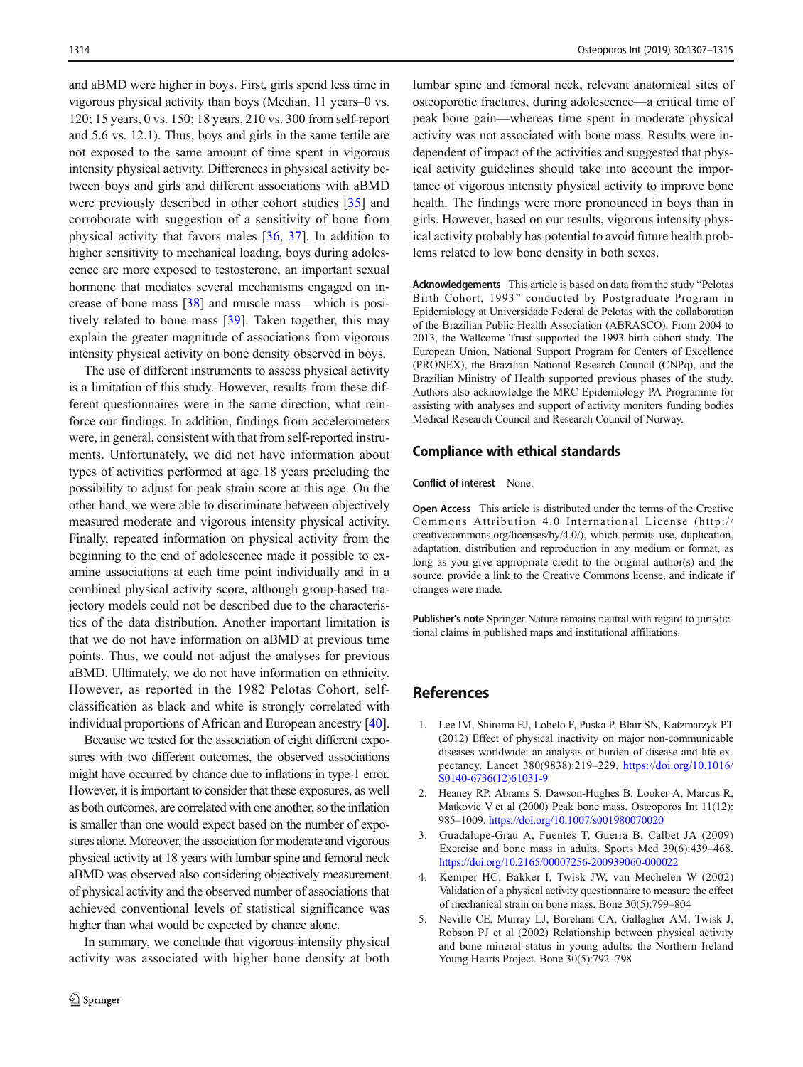and aBMD were higher in boys. First, girls spend less time in vigorous physical activity than boys (Median, 11 years–0 vs. 120; 15 years, 0 vs. 150; 18 years, 210 vs. 300 from self-report and 5.6 vs. 12.1). Thus, boys and girls in the same tertile are not exposed to the same amount of time spent in vigorous intensity physical activity. Differences in physical activity between boys and girls and different associations with aBMD were previously described in other cohort studies [35] and corroborate with suggestion of a sensitivity of bone from physical activity that favors males [36, 37]. In addition to higher sensitivity to mechanical loading, boys during adolescence are more exposed to testosterone, an important sexual hormone that mediates several mechanisms engaged on increase of bone mass [38] and muscle mass—which is positively related to bone mass [39]. Taken together, this may explain the greater magnitude of associations from vigorous intensity physical activity on bone density observed in boys.

The use of different instruments to assess physical activity is a limitation of this study. However, results from these different questionnaires were in the same direction, what reinforce our findings. In addition, findings from accelerometers were, in general, consistent with that from self-reported instruments. Unfortunately, we did not have information about types of activities performed at age 18 years precluding the possibility to adjust for peak strain score at this age. On the other hand, we were able to discriminate between objectively measured moderate and vigorous intensity physical activity. Finally, repeated information on physical activity from the beginning to the end of adolescence made it possible to examine associations at each time point individually and in a combined physical activity score, although group-based trajectory models could not be described due to the characteristics of the data distribution. Another important limitation is that we do not have information on aBMD at previous time points. Thus, we could not adjust the analyses for previous aBMD. Ultimately, we do not have information on ethnicity. However, as reported in the 1982 Pelotas Cohort, self-classification as black and white is strongly correlated with individual proportions of African and European ancestry [40].

Because we tested for the association of eight different exposures with two different outcomes, the observed associations might have occurred by chance due to inflations in type-1 error. However, it is important to consider that these exposures, as well as both outcomes, are correlated with one another, so the inflation is smaller than one would expect based on the number of exposures alone. Moreover, the association for moderate and vigorous physical activity at 18 years with lumbar spine and femoral neck aBMD was observed also considering objectively measurement of physical activity and the observed number of associations that achieved conventional levels of statistical significance was higher than what would be expected by chance alone.

In summary, we conclude that vigorous-intensity physical activity was associated with higher bone density at both lumbar spine and femoral neck, relevant anatomical sites of osteoporotic fractures, during adolescence—a critical time of peak bone gain—whereas time spent in moderate physical activity was not associated with bone mass. Results were independent of impact of the activities and suggested that physical activity guidelines should take into account the importance of vigorous intensity physical activity to improve bone health. The findings were more pronounced in boys than in girls. However, based on our results, vigorous intensity physical activity probably has potential to avoid future health problems related to low bone density in both sexes.

**Acknowledgements** This article is based on data from the study "Pelotas Birth Cohort, 1993" conducted by Postgraduate Program in Epidemiology at Universidade Federal de Pelotas with the collaboration of the Brazilian Public Health Association (ABRASCO). From 2004 to 2013, the Wellcome Trust supported the 1993 birth cohort study. The European Union, National Support Program for Centers of Excellence (PRONEX), the Brazilian National Research Council (CNPq), and the Brazilian Ministry of Health supported previous phases of the study. Authors also acknowledge the MRC Epidemiology PA Programme for assisting with analyses and support of activity monitors funding bodies Medical Research Council and Research Council of Norway.

## Compliance with ethical standards

**Conflict of interest** None.

**Open Access** This article is distributed under the terms of the Creative Commons Attribution 4.0 International License (http://creativecommons.org/licenses/by/4.0/), which permits use, duplication, adaptation, distribution and reproduction in any medium or format, as long as you give appropriate credit to the original author(s) and the source, provide a link to the Creative Commons license, and indicate if changes were made.

**Publisher's note** Springer Nature remains neutral with regard to jurisdictional claims in published maps and institutional affiliations.

## References

1. Lee IM, Shiroma EJ, Lobelo F, Puska P, Blair SN, Katzmarzyk PT (2012) Effect of physical inactivity on major non-communicable diseases worldwide: an analysis of burden of disease and life expectancy. Lancet 380(9838):219–229. https://doi.org/10.1016/S0140-6736(12)61031-9
2. Heaney RP, Abrams S, Dawson-Hughes B, Looker A, Marcus R, Matkovic V et al (2000) Peak bone mass. Osteoporos Int 11(12):985–1009. https://doi.org/10.1007/s001980070020
3. Guadalupe-Grau A, Fuentes T, Guerra B, Calbet JA (2009) Exercise and bone mass in adults. Sports Med 39(6):439–468. https://doi.org/10.2165/00007256-200939060-000022
4. Kemper HC, Bakker I, Twisk JW, van Mechelen W (2002) Validation of a physical activity questionnaire to measure the effect of mechanical strain on bone mass. Bone 30(5):799–804
5. Neville CE, Murray LJ, Boreham CA, Gallagher AM, Twisk J, Robson PJ et al (2002) Relationship between physical activity and bone mineral status in young adults: the Northern Ireland Young Hearts Project. Bone 30(5):792–798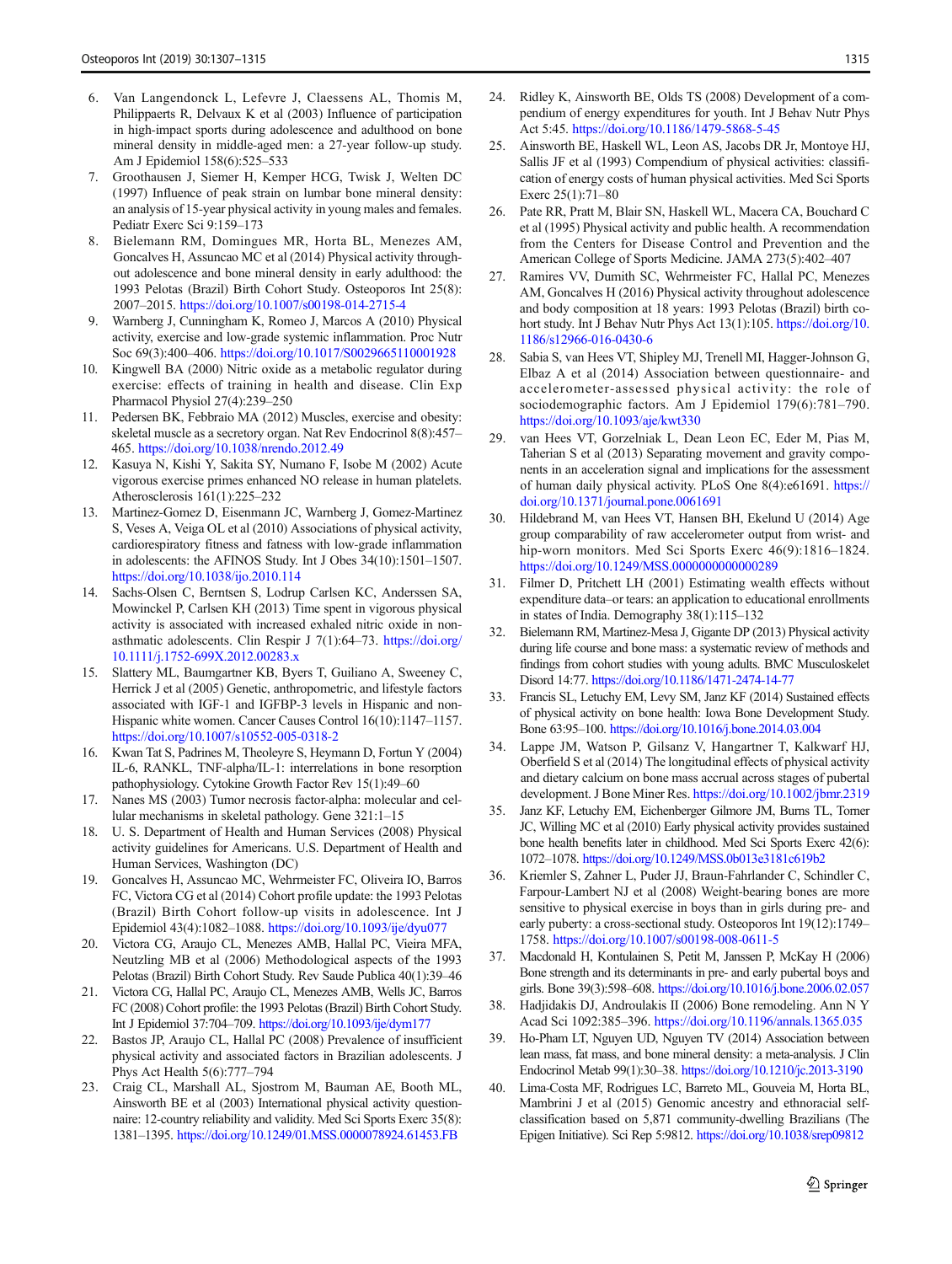6. Van Langendonck L, Lefevre J, Claessens AL, Thomis M, Philippaerts R, Delvaux K et al (2003) Influence of participation in high-impact sports during adolescence and adulthood on bone mineral density in middle-aged men: a 27-year follow-up study. Am J Epidemiol 158(6):525–533
7. Groothausen J, Siemer H, Kemper HCG, Twisk J, Welten DC (1997) Influence of peak strain on lumbar bone mineral density: an analysis of 15-year physical activity in young males and females. Pediatr Exerc Sci 9:159–173
8. Bielemann RM, Domingues MR, Horta BL, Menezes AM, Goncalves H, Assuncao MC et al (2014) Physical activity throughout adolescence and bone mineral density in early adulthood: the 1993 Pelotas (Brazil) Birth Cohort Study. Osteoporos Int 25(8): 2007–2015. https://doi.org/10.1007/s00198-014-2715-4
9. Warnberg J, Cunningham K, Romeo J, Marcos A (2010) Physical activity, exercise and low-grade systemic inflammation. Proc Nutr Soc 69(3):400–406. https://doi.org/10.1017/S0029665110001928
10. Kingwell BA (2000) Nitric oxide as a metabolic regulator during exercise: effects of training in health and disease. Clin Exp Pharmacol Physiol 27(4):239–250
11. Pedersen BK, Febbraio MA (2012) Muscles, exercise and obesity: skeletal muscle as a secretory organ. Nat Rev Endocrinol 8(8):457–465. https://doi.org/10.1038/nrendo.2012.49
12. Kasuya N, Kishi Y, Sakita SY, Numano F, Isobe M (2002) Acute vigorous exercise primes enhanced NO release in human platelets. Atherosclerosis 161(1):225–232
13. Martinez-Gomez D, Eisenmann JC, Warnberg J, Gomez-Martinez S, Veses A, Veiga OL et al (2010) Associations of physical activity, cardiorespiratory fitness and fatness with low-grade inflammation in adolescents: the AFINOS Study. Int J Obes 34(10):1501–1507. https://doi.org/10.1038/ijo.2010.114
14. Sachs-Olsen C, Berntsen S, Lodrup Carlsen KC, Anderssen SA, Mowinckel P, Carlsen KH (2013) Time spent in vigorous physical activity is associated with increased exhaled nitric oxide in non-asthmatic adolescents. Clin Respir J 7(1):64–73. https://doi.org/10.1111/j.1752-699X.2012.00283.x
15. Slattery ML, Baumgartner KB, Byers T, Guiliano A, Sweeney C, Herrick J et al (2005) Genetic, anthropometric, and lifestyle factors associated with IGF-1 and IGFBP-3 levels in Hispanic and non-Hispanic white women. Cancer Causes Control 16(10):1147–1157. https://doi.org/10.1007/s10552-005-0318-2
16. Kwan Tat S, Padrines M, Theoleyre S, Heymann D, Fortun Y (2004) IL-6, RANKL, TNF-alpha/IL-1: interrelations in bone resorption pathophysiology. Cytokine Growth Factor Rev 15(1):49–60
17. Nanes MS (2003) Tumor necrosis factor-alpha: molecular and cellular mechanisms in skeletal pathology. Gene 321:1–15
18. U. S. Department of Health and Human Services (2008) Physical activity guidelines for Americans. U.S. Department of Health and Human Services, Washington (DC)
19. Goncalves H, Assuncao MC, Wehrmeister FC, Oliveira IO, Barros FC, Victora CG et al (2014) Cohort profile update: the 1993 Pelotas (Brazil) Birth Cohort follow-up visits in adolescence. Int J Epidemiol 43(4):1082–1088. https://doi.org/10.1093/ije/dyu077
20. Victora CG, Araujo CL, Menezes AMB, Hallal PC, Vieira MFA, Neutzling MB et al (2006) Methodological aspects of the 1993 Pelotas (Brazil) Birth Cohort Study. Rev Saude Publica 40(1):39–46
21. Victora CG, Hallal PC, Araujo CL, Menezes AMB, Wells JC, Barros FC (2008) Cohort profile: the 1993 Pelotas (Brazil) Birth Cohort Study. Int J Epidemiol 37:704–709. https://doi.org/10.1093/ije/dym177
22. Bastos JP, Araujo CL, Hallal PC (2008) Prevalence of insufficient physical activity and associated factors in Brazilian adolescents. J Phys Act Health 5(6):777–794
23. Craig CL, Marshall AL, Sjostrom M, Bauman AE, Booth ML, Ainsworth BE et al (2003) International physical activity questionnaire: 12-country reliability and validity. Med Sci Sports Exerc 35(8): 1381–1395. https://doi.org/10.1249/01.MSS.0000078924.61453.FB
24. Ridley K, Ainsworth BE, Olds TS (2008) Development of a compendium of energy expenditures for youth. Int J Behav Nutr Phys Act 5:45. https://doi.org/10.1186/1479-5868-5-45
25. Ainsworth BE, Haskell WL, Leon AS, Jacobs DR Jr, Montoye HJ, Sallis JF et al (1993) Compendium of physical activities: classification of energy costs of human physical activities. Med Sci Sports Exerc 25(1):71–80
26. Pate RR, Pratt M, Blair SN, Haskell WL, Macera CA, Bouchard C et al (1995) Physical activity and public health. A recommendation from the Centers for Disease Control and Prevention and the American College of Sports Medicine. JAMA 273(5):402–407
27. Ramires VV, Dumith SC, Wehrmeister FC, Hallal PC, Menezes AM, Goncalves H (2016) Physical activity throughout adolescence and body composition at 18 years: 1993 Pelotas (Brazil) birth cohort study. Int J Behav Nutr Phys Act 13(1):105. https://doi.org/10.1186/s12966-016-0430-6
28. Sabia S, van Hees VT, Shipley MJ, Trenell MI, Hagger-Johnson G, Elbaz A et al (2014) Association between questionnaire- and accelerometer-assessed physical activity: the role of sociodemographic factors. Am J Epidemiol 179(6):781–790. https://doi.org/10.1093/aje/kwt330
29. van Hees VT, Gorzelniak L, Dean Leon EC, Eder M, Pias M, Taherian S et al (2013) Separating movement and gravity components in an acceleration signal and implications for the assessment of human daily physical activity. PLoS One 8(4):e61691. https://doi.org/10.1371/journal.pone.0061691
30. Hildebrand M, van Hees VT, Hansen BH, Ekelund U (2014) Age group comparability of raw accelerometer output from wrist- and hip-worn monitors. Med Sci Sports Exerc 46(9):1816–1824. https://doi.org/10.1249/MSS.0000000000000289
31. Filmer D, Pritchett LH (2001) Estimating wealth effects without expenditure data–or tears: an application to educational enrollments in states of India. Demography 38(1):115–132
32. Bielemann RM, Martinez-Mesa J, Gigante DP (2013) Physical activity during life course and bone mass: a systematic review of methods and findings from cohort studies with young adults. BMC Musculoskelet Disord 14:77. https://doi.org/10.1186/1471-2474-14-77
33. Francis SL, Letuchy EM, Levy SM, Janz KF (2014) Sustained effects of physical activity on bone health: Iowa Bone Development Study. Bone 63:95–100. https://doi.org/10.1016/j.bone.2014.03.004
34. Lappe JM, Watson P, Gilsanz V, Hangartner T, Kalkwarf HJ, Oberfield S et al (2014) The longitudinal effects of physical activity and dietary calcium on bone mass accrual across stages of pubertal development. J Bone Miner Res. https://doi.org/10.1002/jbmr.2319
35. Janz KF, Letuchy EM, Eichenberger Gilmore JM, Burns TL, Torner JC, Willing MC et al (2010) Early physical activity provides sustained bone health benefits later in childhood. Med Sci Sports Exerc 42(6): 1072–1078. https://doi.org/10.1249/MSS.0b013e3181c619b2
36. Kriemler S, Zahner L, Puder JJ, Braun-Fahrlander C, Schindler C, Farpour-Lambert NJ et al (2008) Weight-bearing bones are more sensitive to physical exercise in boys than in girls during pre- and early puberty: a cross-sectional study. Osteoporos Int 19(12):1749–1758. https://doi.org/10.1007/s00198-008-0611-5
37. Macdonald H, Kontulainen S, Petit M, Janssen P, McKay H (2006) Bone strength and its determinants in pre- and early pubertal boys and girls. Bone 39(3):598–608. https://doi.org/10.1016/j.bone.2006.02.057
38. Hadjidakis DJ, Androulakis II (2006) Bone remodeling. Ann N Y Acad Sci 1092:385–396. https://doi.org/10.1196/annals.1365.035
39. Ho-Pham LT, Nguyen UD, Nguyen TV (2014) Association between lean mass, fat mass, and bone mineral density: a meta-analysis. J Clin Endocrinol Metab 99(1):30–38. https://doi.org/10.1210/jc.2013-3190
40. Lima-Costa MF, Rodrigues LC, Barreto ML, Gouveia M, Horta BL, Mambrini J et al (2015) Genomic ancestry and ethnoracial self-classification based on 5,871 community-dwelling Brazilians (The Epigen Initiative). Sci Rep 5:9812. https://doi.org/10.1038/srep09812